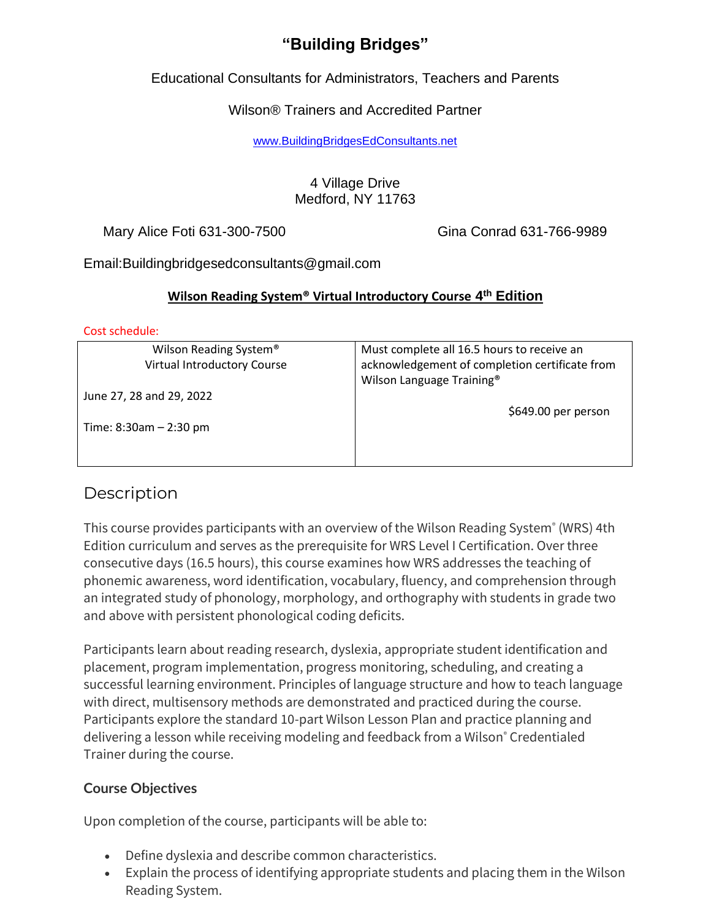# "Building Bridges"

Educational Consultants for Administrators, Teachers and Parents

Wilson® Trainers and Accredited Partner

www.BuildingBridgesEdConsultants.net

4 Village Drive
Medford, NY 11763

Mary Alice Foti 631-300-7500    Gina Conrad 631-766-9989

Email:Buildingbridgesedconsultants@gmail.com

**Wilson Reading System® Virtual Introductory Course 4th Edition**

Cost schedule:

| Wilson Reading System® Virtual Introductory Course<br><br>June 27, 28 and 29, 2022<br><br>Time: 8:30am – 2:30 pm | Must complete all 16.5 hours to receive an acknowledgement of completion certificate from Wilson Language Training®<br><br>$649.00 per person |
|---|---|

## Description

This course provides participants with an overview of the Wilson Reading System® (WRS) 4th Edition curriculum and serves as the prerequisite for WRS Level I Certification. Over three consecutive days (16.5 hours), this course examines how WRS addresses the teaching of phonemic awareness, word identification, vocabulary, fluency, and comprehension through an integrated study of phonology, morphology, and orthography with students in grade two and above with persistent phonological coding deficits.

Participants learn about reading research, dyslexia, appropriate student identification and placement, program implementation, progress monitoring, scheduling, and creating a successful learning environment. Principles of language structure and how to teach language with direct, multisensory methods are demonstrated and practiced during the course. Participants explore the standard 10-part Wilson Lesson Plan and practice planning and delivering a lesson while receiving modeling and feedback from a Wilson® Credentialed Trainer during the course.

### Course Objectives

Upon completion of the course, participants will be able to:

- Define dyslexia and describe common characteristics.
- Explain the process of identifying appropriate students and placing them in the Wilson Reading System.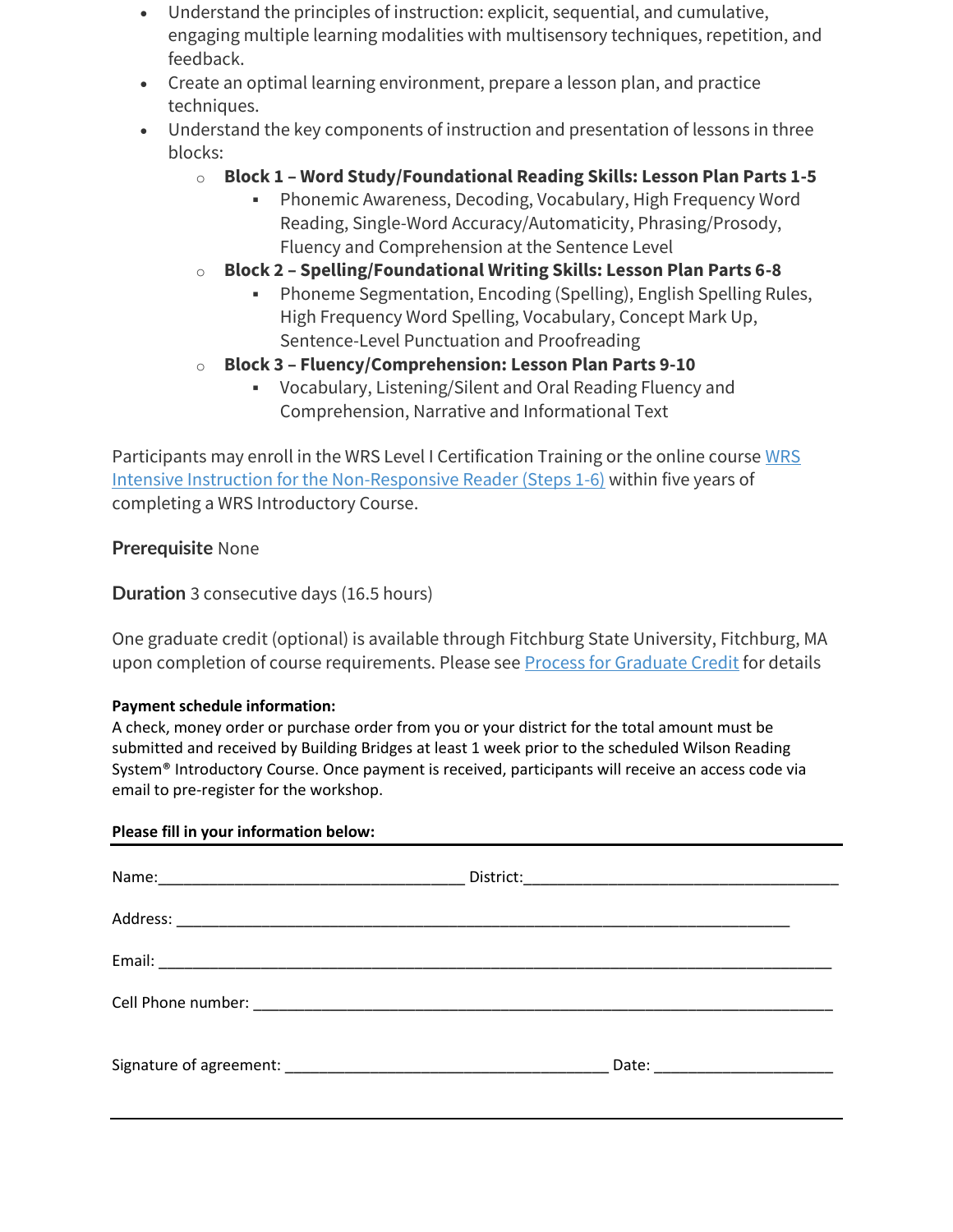- Understand the principles of instruction: explicit, sequential, and cumulative, engaging multiple learning modalities with multisensory techniques, repetition, and feedback.
- Create an optimal learning environment, prepare a lesson plan, and practice techniques.
- Understand the key components of instruction and presentation of lessons in three blocks:
  - **Block 1 – Word Study/Foundational Reading Skills: Lesson Plan Parts 1-5**
    - Phonemic Awareness, Decoding, Vocabulary, High Frequency Word Reading, Single-Word Accuracy/Automaticity, Phrasing/Prosody, Fluency and Comprehension at the Sentence Level
  - **Block 2 – Spelling/Foundational Writing Skills: Lesson Plan Parts 6-8**
    - Phoneme Segmentation, Encoding (Spelling), English Spelling Rules, High Frequency Word Spelling, Vocabulary, Concept Mark Up, Sentence-Level Punctuation and Proofreading
  - **Block 3 – Fluency/Comprehension: Lesson Plan Parts 9-10**
    - Vocabulary, Listening/Silent and Oral Reading Fluency and Comprehension, Narrative and Informational Text

Participants may enroll in the WRS Level I Certification Training or the online course [WRS Intensive Instruction for the Non-Responsive Reader (Steps 1-6)] within five years of completing a WRS Introductory Course.

**Prerequisite** None

**Duration** 3 consecutive days (16.5 hours)

One graduate credit (optional) is available through Fitchburg State University, Fitchburg, MA upon completion of course requirements. Please see [Process for Graduate Credit] for details

**Payment schedule information:**
A check, money order or purchase order from you or your district for the total amount must be submitted and received by Building Bridges at least 1 week prior to the scheduled Wilson Reading System® Introductory Course. Once payment is received, participants will receive an access code via email to pre-register for the workshop.

**Please fill in your information below:**

---

Name:___________________________________ District:____________________________________

Address: ________________________________________________________________________

Email: ___________________________________________________________________________

Cell Phone number: _______________________________________________________________

Signature of agreement: _____________________________________ Date: ____________________

---